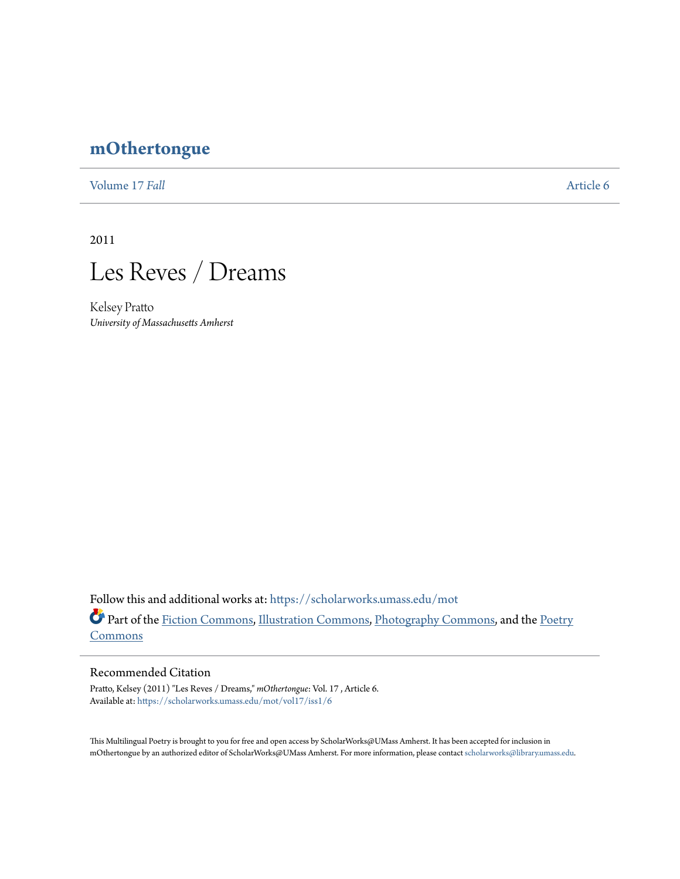# mOthertongue

Volume 17 *Fall* Article 6

2011

## Les Reves / Dreams

Kelsey Pratto
*University of Massachusetts Amherst*

Follow this and additional works at: https://scholarworks.umass.edu/mot

Part of the Fiction Commons, Illustration Commons, Photography Commons, and the Poetry Commons

### Recommended Citation

Pratto, Kelsey (2011) "Les Reves / Dreams," *mOthertongue*: Vol. 17 , Article 6.
Available at: https://scholarworks.umass.edu/mot/vol17/iss1/6

This Multilingual Poetry is brought to you for free and open access by ScholarWorks@UMass Amherst. It has been accepted for inclusion in mOthertongue by an authorized editor of ScholarWorks@UMass Amherst. For more information, please contact scholarworks@library.umass.edu.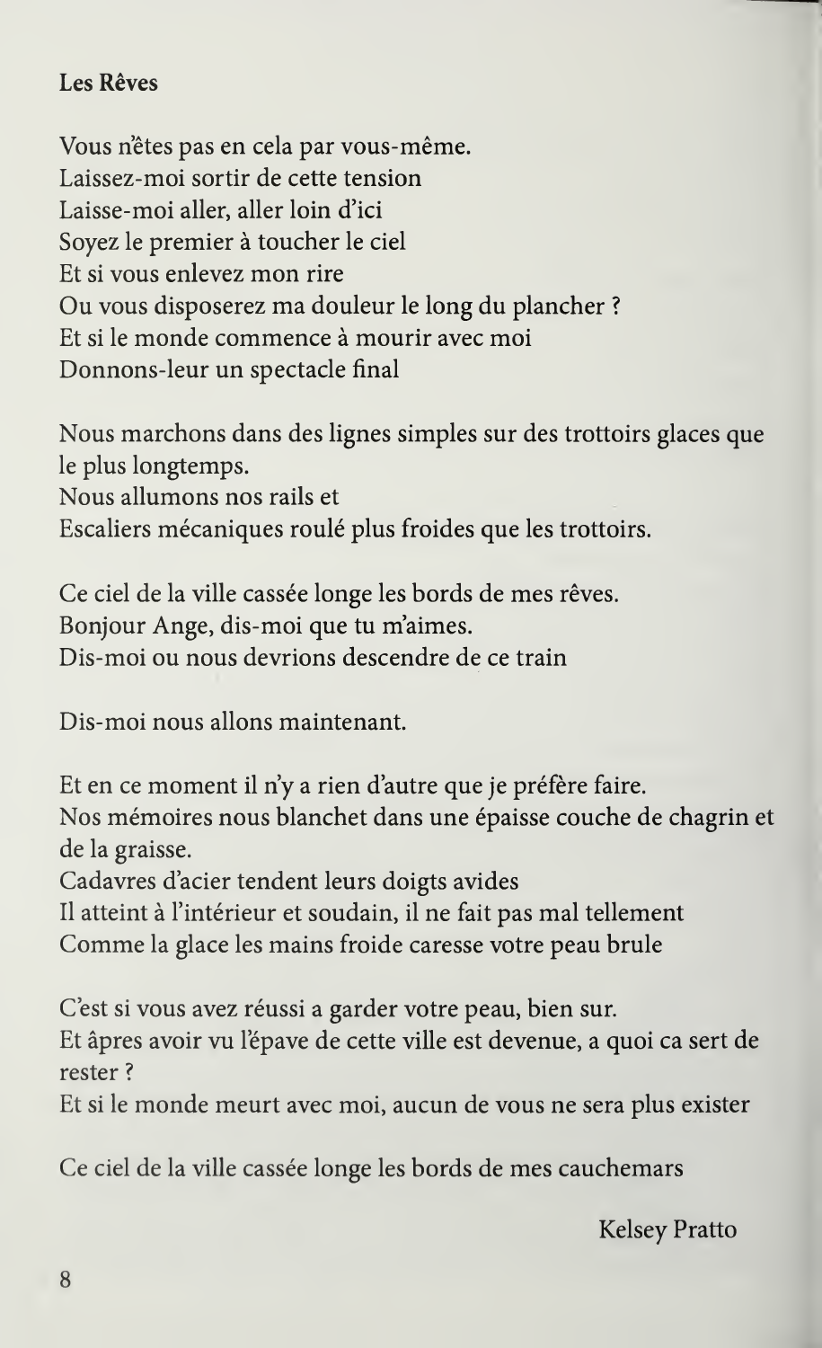**Les Rêves**

Vous n'êtes pas en cela par vous-même.
Laissez-moi sortir de cette tension
Laisse-moi aller, aller loin d'ici
Soyez le premier à toucher le ciel
Et si vous enlevez mon rire
Ou vous disposerez ma douleur le long du plancher ?
Et si le monde commence à mourir avec moi
Donnons-leur un spectacle final

Nous marchons dans des lignes simples sur des trottoirs glaces que le plus longtemps.
Nous allumons nos rails et
Escaliers mécaniques roulé plus froides que les trottoirs.

Ce ciel de la ville cassée longe les bords de mes rêves.
Bonjour Ange, dis-moi que tu m'aimes.
Dis-moi ou nous devrions descendre de ce train

Dis-moi nous allons maintenant.

Et en ce moment il n'y a rien d'autre que je préfère faire.
Nos mémoires nous blanchet dans une épaisse couche de chagrin et de la graisse.
Cadavres d'acier tendent leurs doigts avides
Il atteint à l'intérieur et soudain, il ne fait pas mal tellement
Comme la glace les mains froide caresse votre peau brule

C'est si vous avez réussi a garder votre peau, bien sur.
Et âpres avoir vu l'épave de cette ville est devenue, a quoi ca sert de rester ?
Et si le monde meurt avec moi, aucun de vous ne sera plus exister

Ce ciel de la ville cassée longe les bords de mes cauchemars

Kelsey Pratto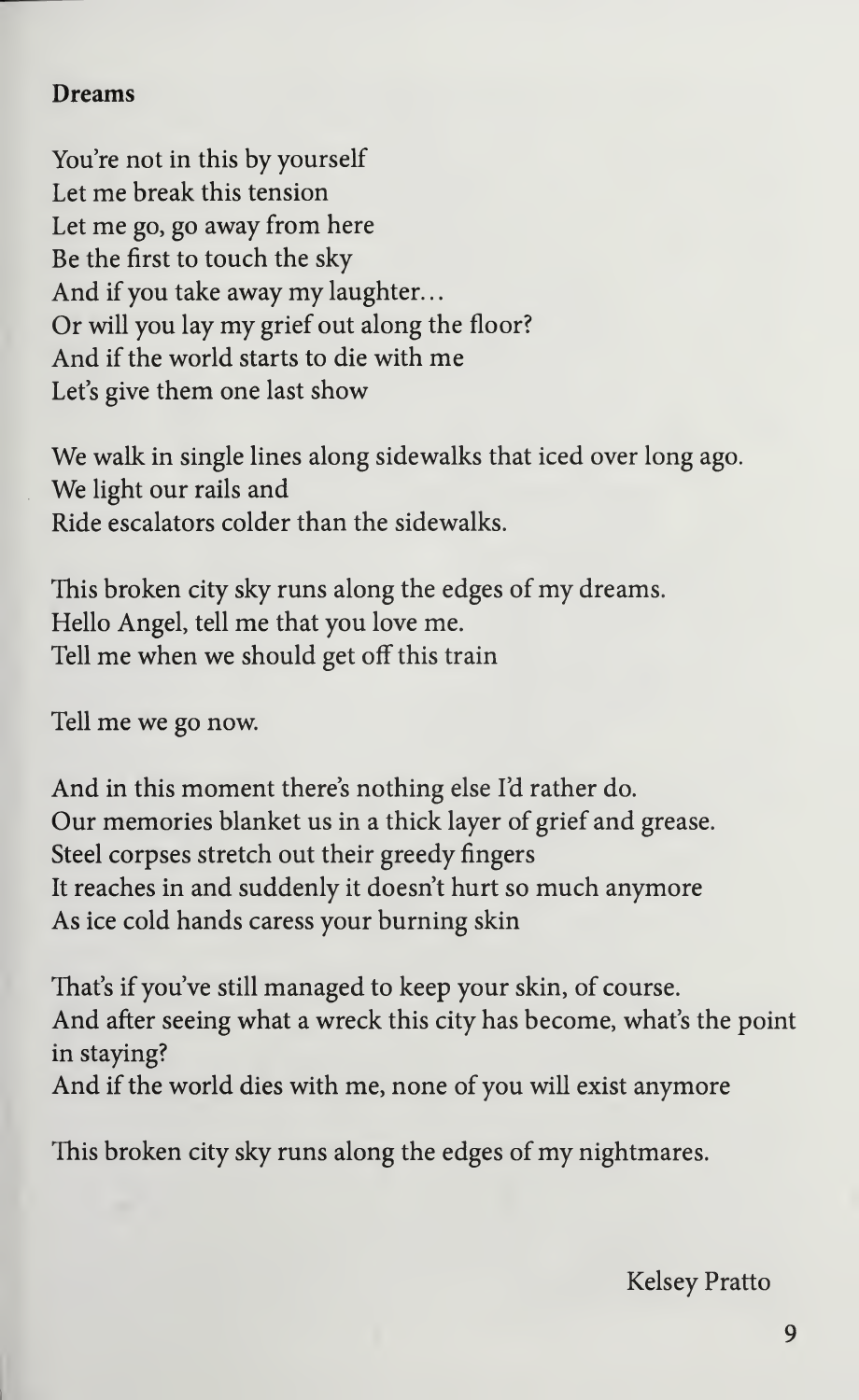**Dreams**

You're not in this by yourself
Let me break this tension
Let me go, go away from here
Be the first to touch the sky
And if you take away my laughter…
Or will you lay my grief out along the floor?
And if the world starts to die with me
Let's give them one last show

We walk in single lines along sidewalks that iced over long ago.
We light our rails and
Ride escalators colder than the sidewalks.

This broken city sky runs along the edges of my dreams.
Hello Angel, tell me that you love me.
Tell me when we should get off this train

Tell me we go now.

And in this moment there's nothing else I'd rather do.
Our memories blanket us in a thick layer of grief and grease.
Steel corpses stretch out their greedy fingers
It reaches in and suddenly it doesn't hurt so much anymore
As ice cold hands caress your burning skin

That's if you've still managed to keep your skin, of course.
And after seeing what a wreck this city has become, what's the point in staying?
And if the world dies with me, none of you will exist anymore

This broken city sky runs along the edges of my nightmares.

Kelsey Pratto